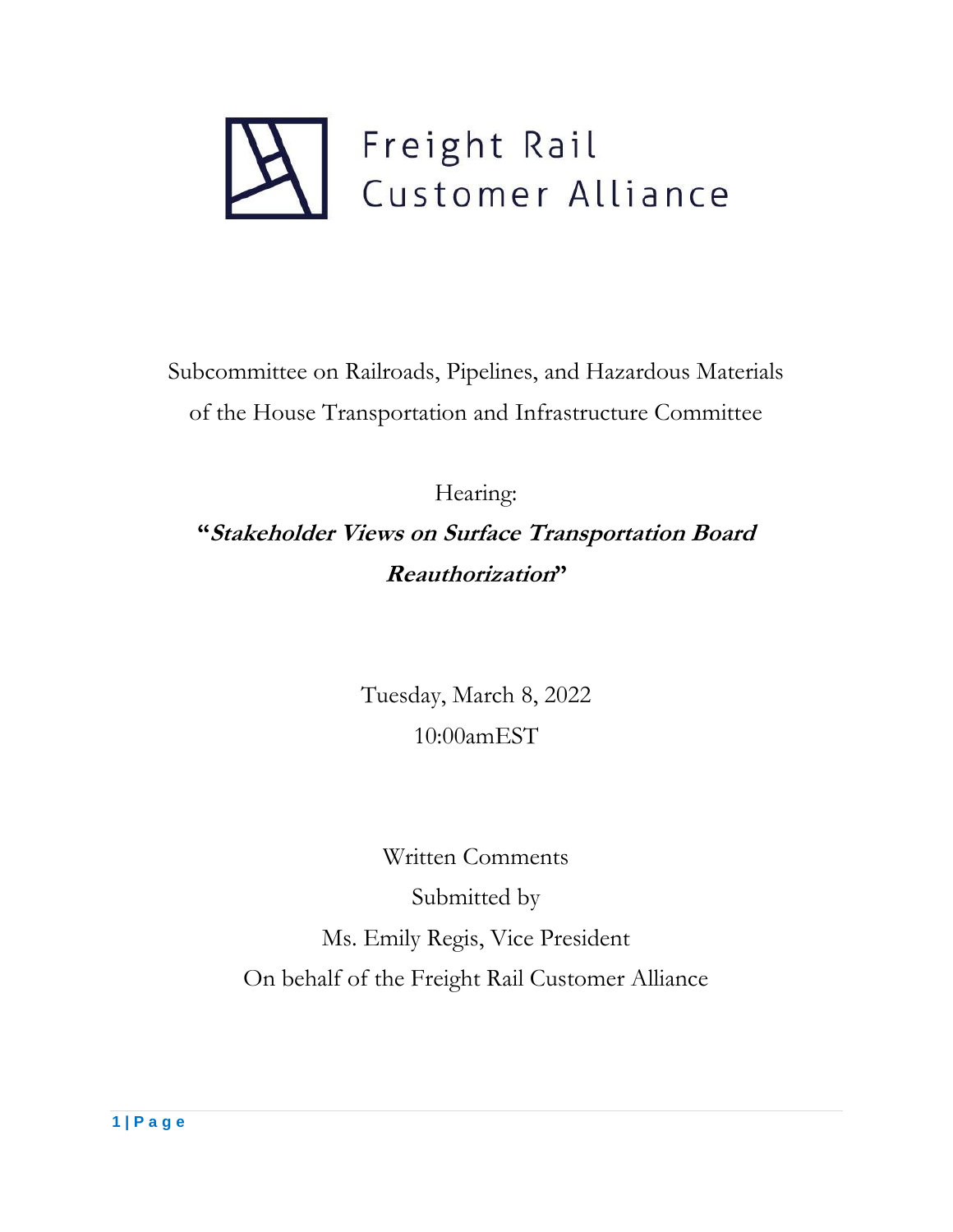Freight Rail
Customer Alliance

Subcommittee on Railroads, Pipelines, and Hazardous Materials
of the House Transportation and Infrastructure Committee

Hearing:

**"*Stakeholder Views on Surface Transportation Board Reauthorization*"**

Tuesday, March 8, 2022
10:00amEST

Written Comments
Submitted by
Ms. Emily Regis, Vice President
On behalf of the Freight Rail Customer Alliance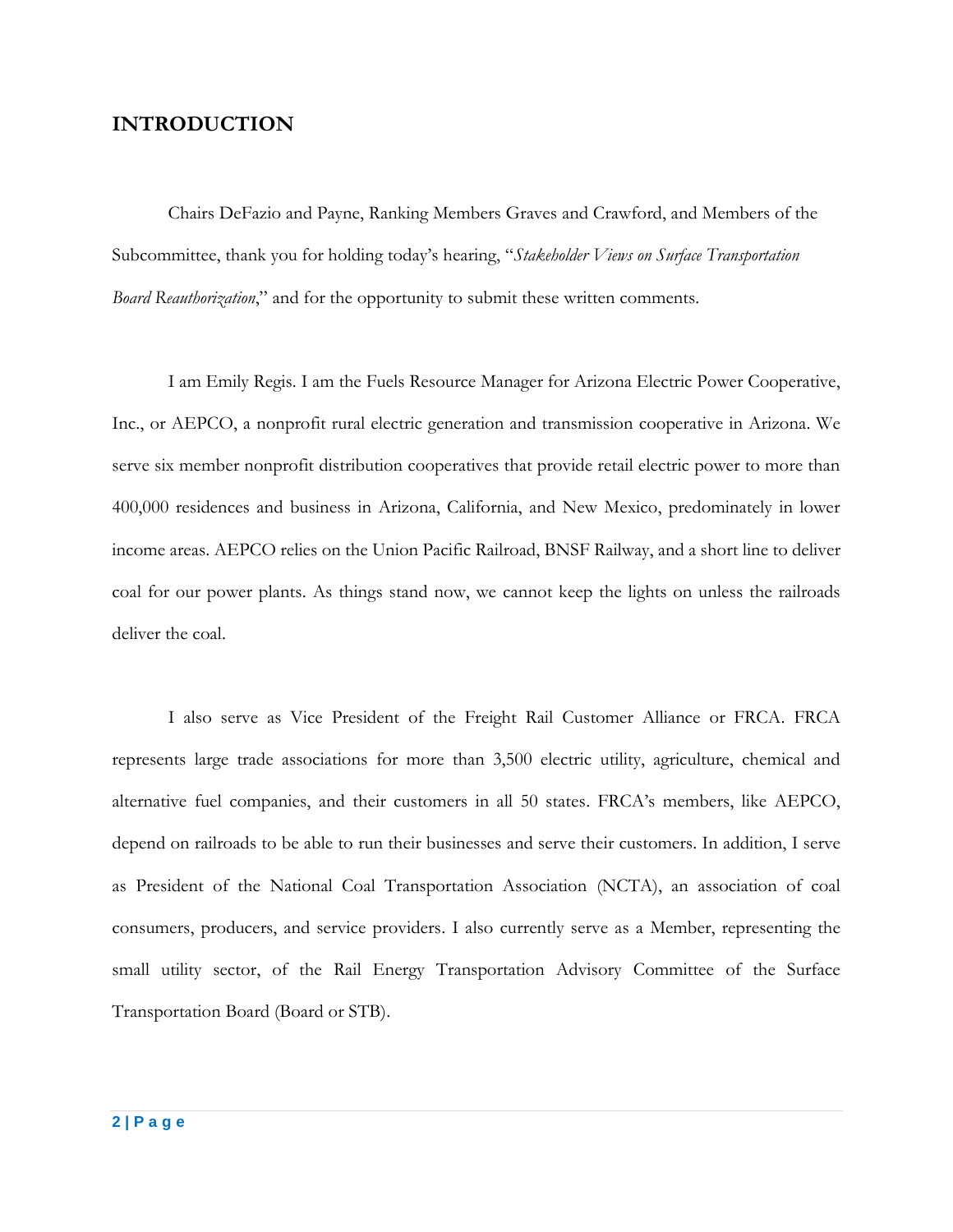## INTRODUCTION

Chairs DeFazio and Payne, Ranking Members Graves and Crawford, and Members of the Subcommittee, thank you for holding today's hearing, "*Stakeholder Views on Surface Transportation Board Reauthorization*," and for the opportunity to submit these written comments.

I am Emily Regis. I am the Fuels Resource Manager for Arizona Electric Power Cooperative, Inc., or AEPCO, a nonprofit rural electric generation and transmission cooperative in Arizona. We serve six member nonprofit distribution cooperatives that provide retail electric power to more than 400,000 residences and business in Arizona, California, and New Mexico, predominately in lower income areas. AEPCO relies on the Union Pacific Railroad, BNSF Railway, and a short line to deliver coal for our power plants. As things stand now, we cannot keep the lights on unless the railroads deliver the coal.

I also serve as Vice President of the Freight Rail Customer Alliance or FRCA. FRCA represents large trade associations for more than 3,500 electric utility, agriculture, chemical and alternative fuel companies, and their customers in all 50 states. FRCA's members, like AEPCO, depend on railroads to be able to run their businesses and serve their customers. In addition, I serve as President of the National Coal Transportation Association (NCTA), an association of coal consumers, producers, and service providers. I also currently serve as a Member, representing the small utility sector, of the Rail Energy Transportation Advisory Committee of the Surface Transportation Board (Board or STB).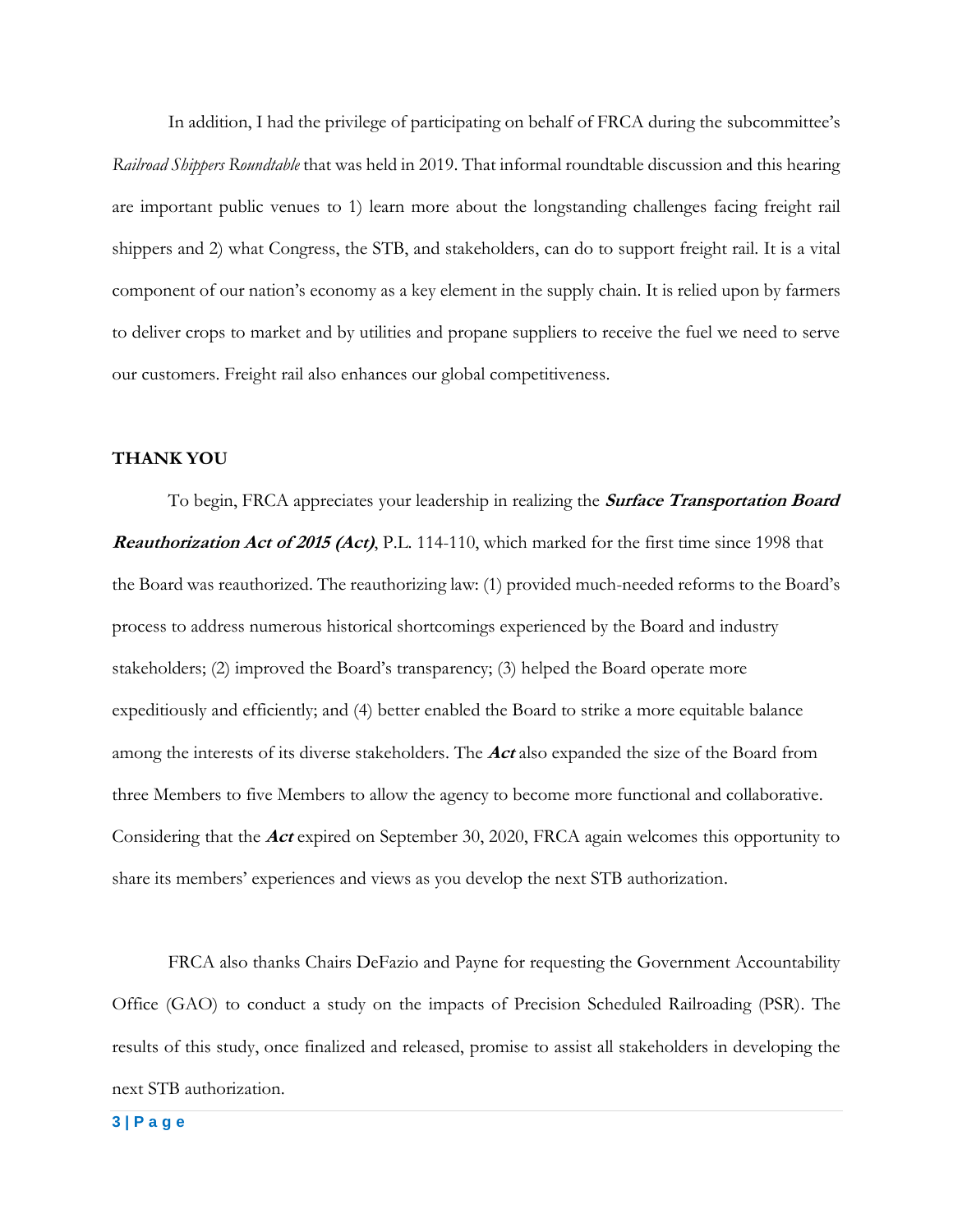In addition, I had the privilege of participating on behalf of FRCA during the subcommittee's *Railroad Shippers Roundtable* that was held in 2019. That informal roundtable discussion and this hearing are important public venues to 1) learn more about the longstanding challenges facing freight rail shippers and 2) what Congress, the STB, and stakeholders, can do to support freight rail. It is a vital component of our nation's economy as a key element in the supply chain. It is relied upon by farmers to deliver crops to market and by utilities and propane suppliers to receive the fuel we need to serve our customers. Freight rail also enhances our global competitiveness.

**THANK YOU**

To begin, FRCA appreciates your leadership in realizing the ***Surface Transportation Board Reauthorization Act of 2015 (Act)***, P.L. 114-110, which marked for the first time since 1998 that the Board was reauthorized. The reauthorizing law: (1) provided much-needed reforms to the Board's process to address numerous historical shortcomings experienced by the Board and industry stakeholders; (2) improved the Board's transparency; (3) helped the Board operate more expeditiously and efficiently; and (4) better enabled the Board to strike a more equitable balance among the interests of its diverse stakeholders. The ***Act*** also expanded the size of the Board from three Members to five Members to allow the agency to become more functional and collaborative. Considering that the ***Act*** expired on September 30, 2020, FRCA again welcomes this opportunity to share its members' experiences and views as you develop the next STB authorization.

FRCA also thanks Chairs DeFazio and Payne for requesting the Government Accountability Office (GAO) to conduct a study on the impacts of Precision Scheduled Railroading (PSR). The results of this study, once finalized and released, promise to assist all stakeholders in developing the next STB authorization.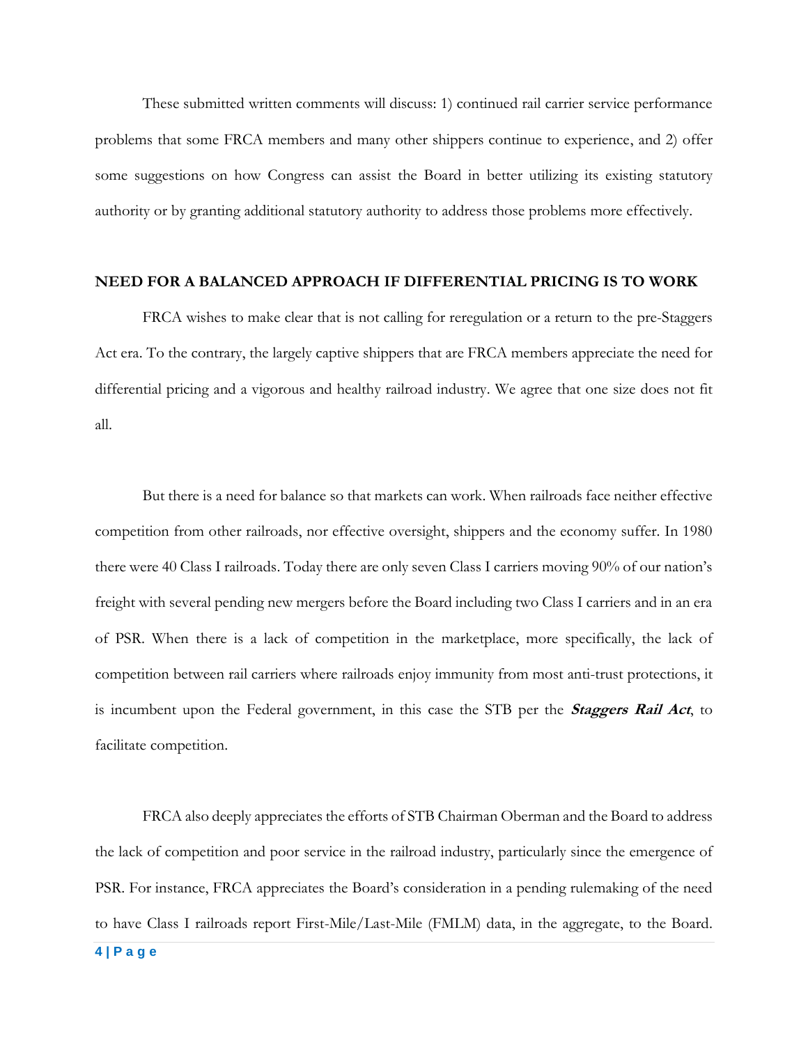These submitted written comments will discuss: 1) continued rail carrier service performance problems that some FRCA members and many other shippers continue to experience, and 2) offer some suggestions on how Congress can assist the Board in better utilizing its existing statutory authority or by granting additional statutory authority to address those problems more effectively.

## NEED FOR A BALANCED APPROACH IF DIFFERENTIAL PRICING IS TO WORK

FRCA wishes to make clear that is not calling for reregulation or a return to the pre-Staggers Act era. To the contrary, the largely captive shippers that are FRCA members appreciate the need for differential pricing and a vigorous and healthy railroad industry. We agree that one size does not fit all.

But there is a need for balance so that markets can work. When railroads face neither effective competition from other railroads, nor effective oversight, shippers and the economy suffer. In 1980 there were 40 Class I railroads. Today there are only seven Class I carriers moving 90% of our nation's freight with several pending new mergers before the Board including two Class I carriers and in an era of PSR. When there is a lack of competition in the marketplace, more specifically, the lack of competition between rail carriers where railroads enjoy immunity from most anti-trust protections, it is incumbent upon the Federal government, in this case the STB per the ***Staggers Rail Act***, to facilitate competition.

FRCA also deeply appreciates the efforts of STB Chairman Oberman and the Board to address the lack of competition and poor service in the railroad industry, particularly since the emergence of PSR. For instance, FRCA appreciates the Board's consideration in a pending rulemaking of the need to have Class I railroads report First-Mile/Last-Mile (FMLM) data, in the aggregate, to the Board.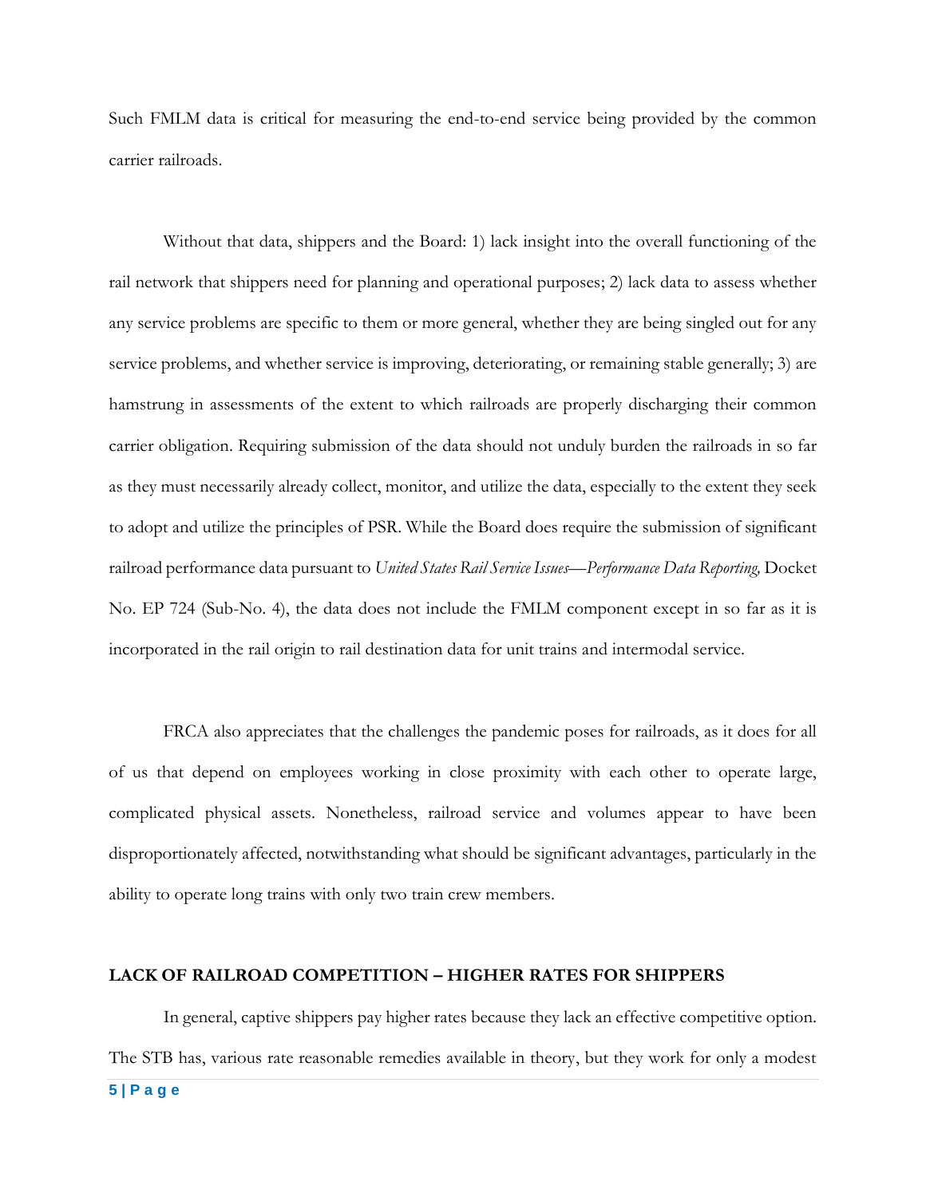Such FMLM data is critical for measuring the end-to-end service being provided by the common carrier railroads.

Without that data, shippers and the Board: 1) lack insight into the overall functioning of the rail network that shippers need for planning and operational purposes; 2) lack data to assess whether any service problems are specific to them or more general, whether they are being singled out for any service problems, and whether service is improving, deteriorating, or remaining stable generally; 3) are hamstrung in assessments of the extent to which railroads are properly discharging their common carrier obligation. Requiring submission of the data should not unduly burden the railroads in so far as they must necessarily already collect, monitor, and utilize the data, especially to the extent they seek to adopt and utilize the principles of PSR. While the Board does require the submission of significant railroad performance data pursuant to *United States Rail Service Issues—Performance Data Reporting,* Docket No. EP 724 (Sub-No. 4), the data does not include the FMLM component except in so far as it is incorporated in the rail origin to rail destination data for unit trains and intermodal service.

FRCA also appreciates that the challenges the pandemic poses for railroads, as it does for all of us that depend on employees working in close proximity with each other to operate large, complicated physical assets. Nonetheless, railroad service and volumes appear to have been disproportionately affected, notwithstanding what should be significant advantages, particularly in the ability to operate long trains with only two train crew members.

**LACK OF RAILROAD COMPETITION – HIGHER RATES FOR SHIPPERS**

In general, captive shippers pay higher rates because they lack an effective competitive option. The STB has, various rate reasonable remedies available in theory, but they work for only a modest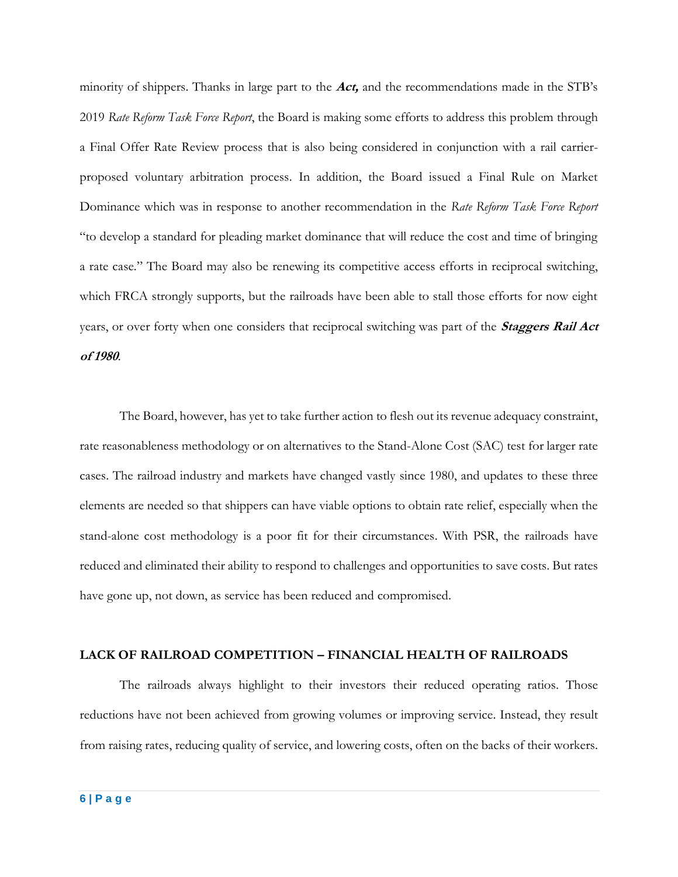minority of shippers. Thanks in large part to the ***Act,*** and the recommendations made in the STB's 2019 *Rate Reform Task Force Report*, the Board is making some efforts to address this problem through a Final Offer Rate Review process that is also being considered in conjunction with a rail carrier-proposed voluntary arbitration process. In addition, the Board issued a Final Rule on Market Dominance which was in response to another recommendation in the *Rate Reform Task Force Report* "to develop a standard for pleading market dominance that will reduce the cost and time of bringing a rate case." The Board may also be renewing its competitive access efforts in reciprocal switching, which FRCA strongly supports, but the railroads have been able to stall those efforts for now eight years, or over forty when one considers that reciprocal switching was part of the ***Staggers Rail Act of 1980***.

The Board, however, has yet to take further action to flesh out its revenue adequacy constraint, rate reasonableness methodology or on alternatives to the Stand-Alone Cost (SAC) test for larger rate cases. The railroad industry and markets have changed vastly since 1980, and updates to these three elements are needed so that shippers can have viable options to obtain rate relief, especially when the stand-alone cost methodology is a poor fit for their circumstances. With PSR, the railroads have reduced and eliminated their ability to respond to challenges and opportunities to save costs. But rates have gone up, not down, as service has been reduced and compromised.

## LACK OF RAILROAD COMPETITION – FINANCIAL HEALTH OF RAILROADS

The railroads always highlight to their investors their reduced operating ratios. Those reductions have not been achieved from growing volumes or improving service. Instead, they result from raising rates, reducing quality of service, and lowering costs, often on the backs of their workers.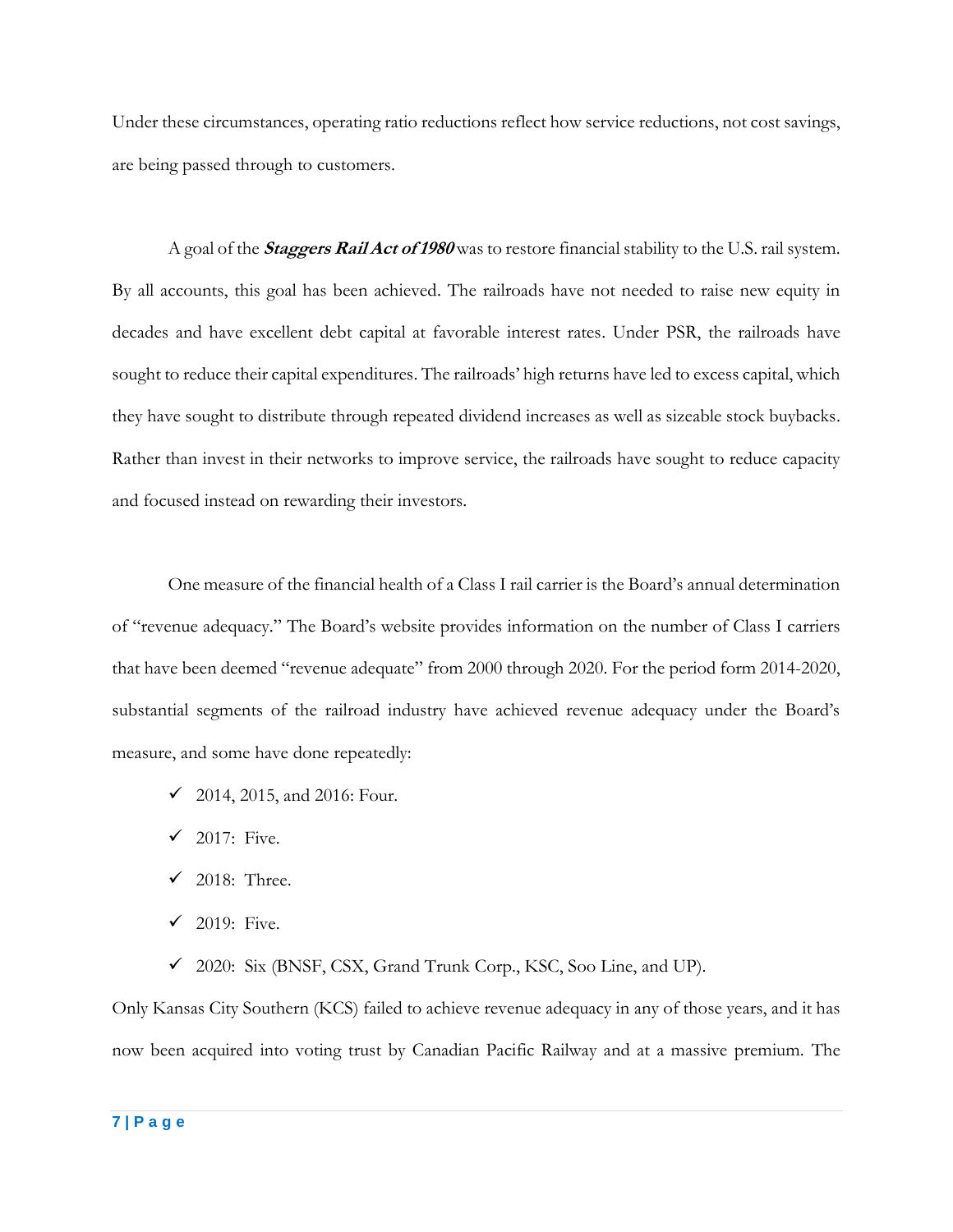Under these circumstances, operating ratio reductions reflect how service reductions, not cost savings, are being passed through to customers.

A goal of the ***Staggers Rail Act of 1980*** was to restore financial stability to the U.S. rail system. By all accounts, this goal has been achieved. The railroads have not needed to raise new equity in decades and have excellent debt capital at favorable interest rates. Under PSR, the railroads have sought to reduce their capital expenditures. The railroads' high returns have led to excess capital, which they have sought to distribute through repeated dividend increases as well as sizeable stock buybacks. Rather than invest in their networks to improve service, the railroads have sought to reduce capacity and focused instead on rewarding their investors.

One measure of the financial health of a Class I rail carrier is the Board's annual determination of "revenue adequacy." The Board's website provides information on the number of Class I carriers that have been deemed "revenue adequate" from 2000 through 2020. For the period form 2014-2020, substantial segments of the railroad industry have achieved revenue adequacy under the Board's measure, and some have done repeatedly:

- ✓ 2014, 2015, and 2016: Four.
- ✓ 2017: Five.
- ✓ 2018: Three.
- ✓ 2019: Five.
- ✓ 2020: Six (BNSF, CSX, Grand Trunk Corp., KSC, Soo Line, and UP).

Only Kansas City Southern (KCS) failed to achieve revenue adequacy in any of those years, and it has now been acquired into voting trust by Canadian Pacific Railway and at a massive premium. The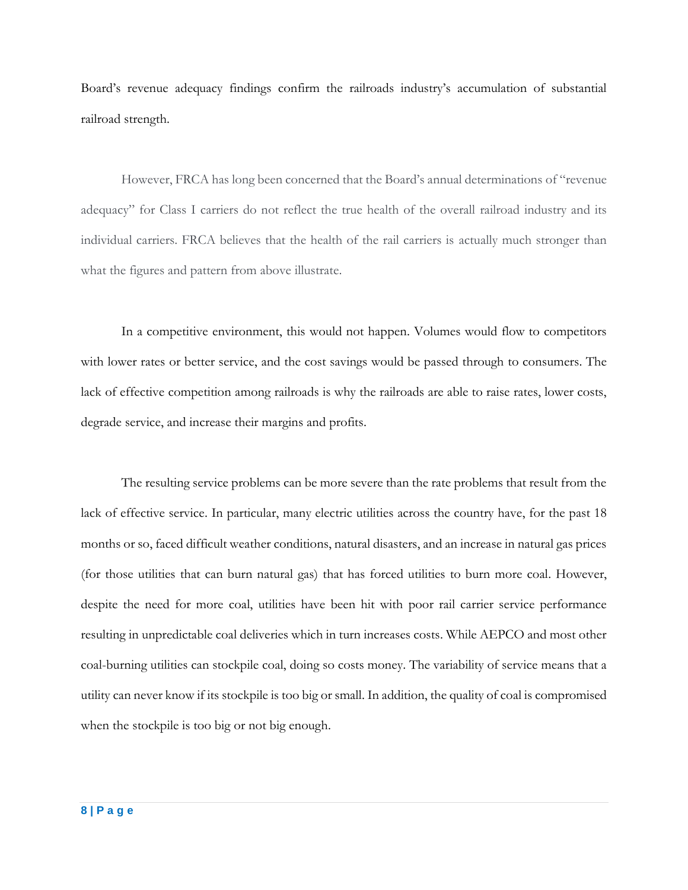Board's revenue adequacy findings confirm the railroads industry's accumulation of substantial railroad strength.

However, FRCA has long been concerned that the Board's annual determinations of "revenue adequacy" for Class I carriers do not reflect the true health of the overall railroad industry and its individual carriers. FRCA believes that the health of the rail carriers is actually much stronger than what the figures and pattern from above illustrate.

In a competitive environment, this would not happen. Volumes would flow to competitors with lower rates or better service, and the cost savings would be passed through to consumers. The lack of effective competition among railroads is why the railroads are able to raise rates, lower costs, degrade service, and increase their margins and profits.

The resulting service problems can be more severe than the rate problems that result from the lack of effective service. In particular, many electric utilities across the country have, for the past 18 months or so, faced difficult weather conditions, natural disasters, and an increase in natural gas prices (for those utilities that can burn natural gas) that has forced utilities to burn more coal. However, despite the need for more coal, utilities have been hit with poor rail carrier service performance resulting in unpredictable coal deliveries which in turn increases costs. While AEPCO and most other coal-burning utilities can stockpile coal, doing so costs money. The variability of service means that a utility can never know if its stockpile is too big or small. In addition, the quality of coal is compromised when the stockpile is too big or not big enough.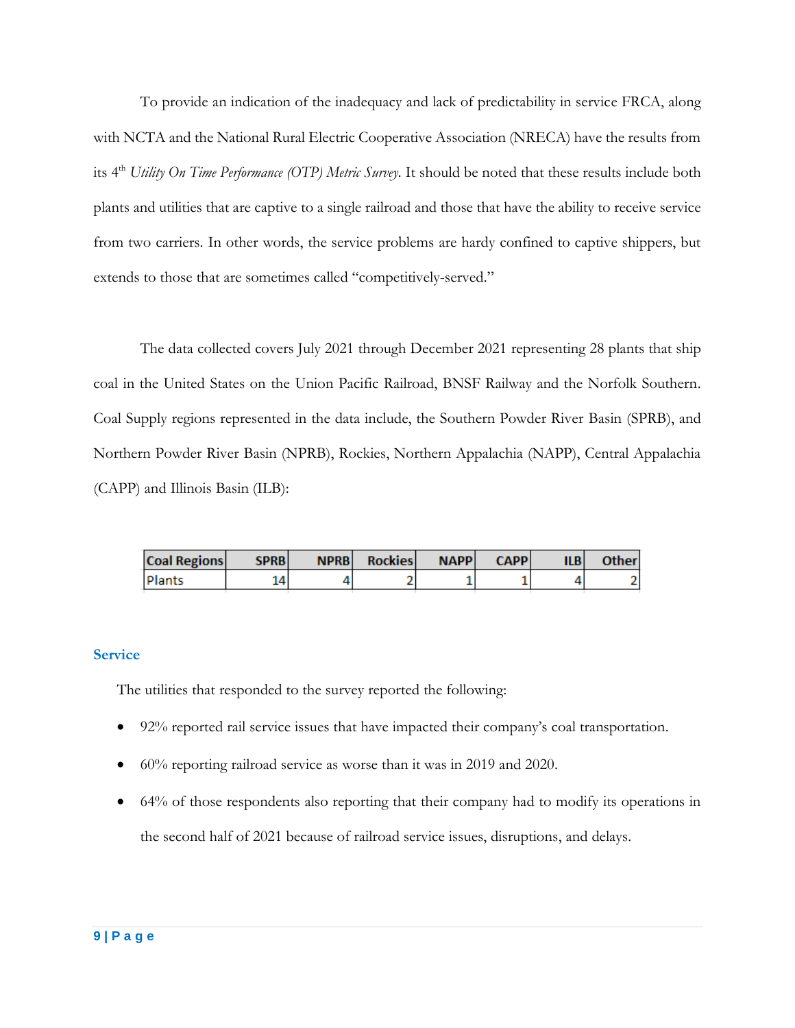To provide an indication of the inadequacy and lack of predictability in service FRCA, along with NCTA and the National Rural Electric Cooperative Association (NRECA) have the results from its 4th *Utility On Time Performance (OTP) Metric Survey*. It should be noted that these results include both plants and utilities that are captive to a single railroad and those that have the ability to receive service from two carriers. In other words, the service problems are hardy confined to captive shippers, but extends to those that are sometimes called "competitively-served."

The data collected covers July 2021 through December 2021 representing 28 plants that ship coal in the United States on the Union Pacific Railroad, BNSF Railway and the Norfolk Southern. Coal Supply regions represented in the data include, the Southern Powder River Basin (SPRB), and Northern Powder River Basin (NPRB), Rockies, Northern Appalachia (NAPP), Central Appalachia (CAPP) and Illinois Basin (ILB):

| Coal Regions | SPRB | NPRB | Rockies | NAPP | CAPP | ILB | Other |
|---|---|---|---|---|---|---|---|
| Plants | 14 | 4 | 2 | 1 | 1 | 4 | 2 |

## Service

The utilities that responded to the survey reported the following:

- 92% reported rail service issues that have impacted their company's coal transportation.
- 60% reporting railroad service as worse than it was in 2019 and 2020.
- 64% of those respondents also reporting that their company had to modify its operations in the second half of 2021 because of railroad service issues, disruptions, and delays.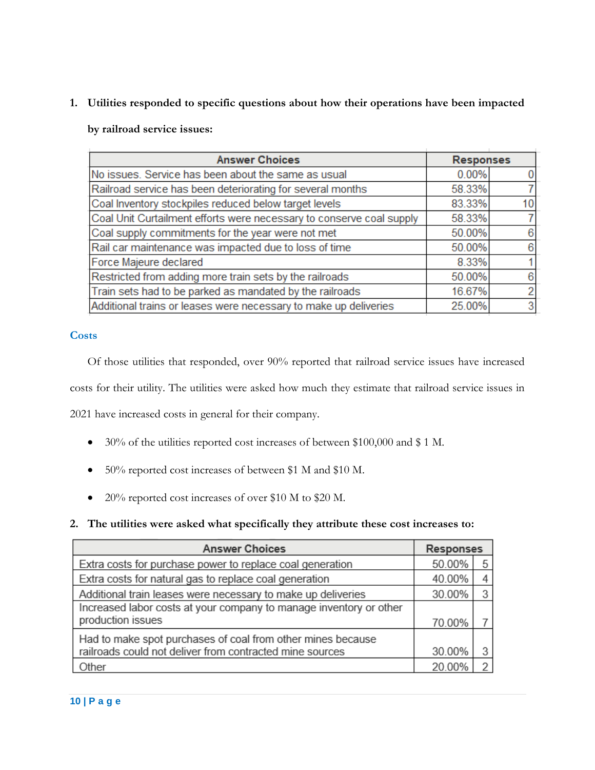1. **Utilities responded to specific questions about how their operations have been impacted by railroad service issues:**

| Answer Choices | Responses | |
|---|---|---|
| No issues. Service has been about the same as usual | 0.00% | 0 |
| Railroad service has been deteriorating for several months | 58.33% | 7 |
| Coal Inventory stockpiles reduced below target levels | 83.33% | 10 |
| Coal Unit Curtailment efforts were necessary to conserve coal supply | 58.33% | 7 |
| Coal supply commitments for the year were not met | 50.00% | 6 |
| Rail car maintenance was impacted due to loss of time | 50.00% | 6 |
| Force Majeure declared | 8.33% | 1 |
| Restricted from adding more train sets by the railroads | 50.00% | 6 |
| Train sets had to be parked as mandated by the railroads | 16.67% | 2 |
| Additional trains or leases were necessary to make up deliveries | 25.00% | 3 |

## Costs

Of those utilities that responded, over 90% reported that railroad service issues have increased costs for their utility. The utilities were asked how much they estimate that railroad service issues in 2021 have increased costs in general for their company.

- 30% of the utilities reported cost increases of between $100,000 and $ 1 M.
- 50% reported cost increases of between $1 M and $10 M.
- 20% reported cost increases of over $10 M to $20 M.

2. **The utilities were asked what specifically they attribute these cost increases to:**

| Answer Choices | Responses | |
|---|---|---|
| Extra costs for purchase power to replace coal generation | 50.00% | 5 |
| Extra costs for natural gas to replace coal generation | 40.00% | 4 |
| Additional train leases were necessary to make up deliveries | 30.00% | 3 |
| Increased labor costs at your company to manage inventory or other production issues | 70.00% | 7 |
| Had to make spot purchases of coal from other mines because railroads could not deliver from contracted mine sources | 30.00% | 3 |
| Other | 20.00% | 2 |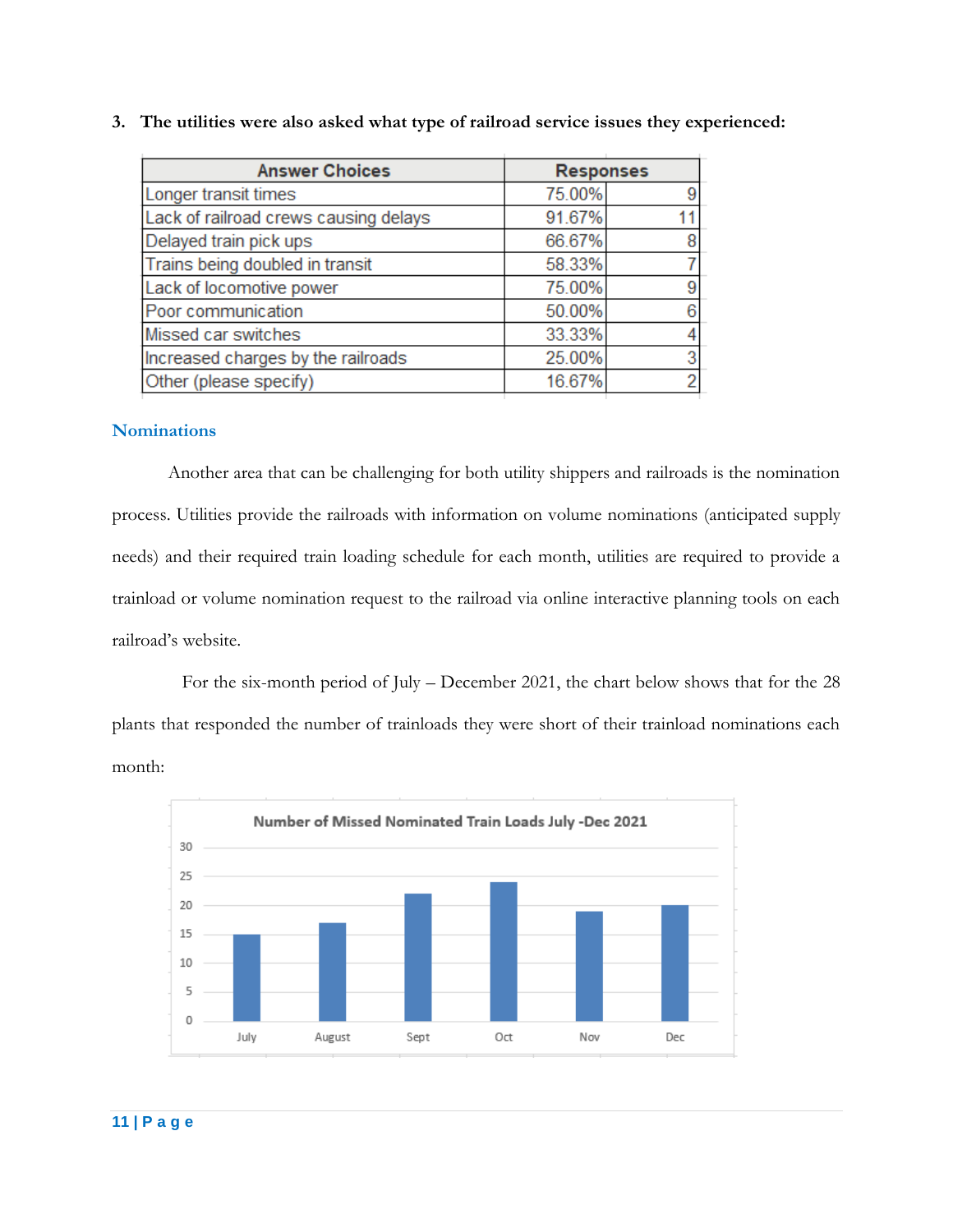**3. The utilities were also asked what type of railroad service issues they experienced:**

| Answer Choices | Responses | |
|---|---|---|
| Longer transit times | 75.00% | 9 |
| Lack of railroad crews causing delays | 91.67% | 11 |
| Delayed train pick ups | 66.67% | 8 |
| Trains being doubled in transit | 58.33% | 7 |
| Lack of locomotive power | 75.00% | 9 |
| Poor communication | 50.00% | 6 |
| Missed car switches | 33.33% | 4 |
| Increased charges by the railroads | 25.00% | 3 |
| Other (please specify) | 16.67% | 2 |

## Nominations

Another area that can be challenging for both utility shippers and railroads is the nomination process. Utilities provide the railroads with information on volume nominations (anticipated supply needs) and their required train loading schedule for each month, utilities are required to provide a trainload or volume nomination request to the railroad via online interactive planning tools on each railroad's website.

For the six-month period of July – December 2021, the chart below shows that for the 28 plants that responded the number of trainloads they were short of their trainload nominations each month:

**Number of Missed Nominated Train Loads July -Dec 2021**

| Month | Missed Nominated Train Loads |
|---|---|
| July | 15 |
| August | 17 |
| Sept | 22 |
| Oct | 24 |
| Nov | 19 |
| Dec | 20 |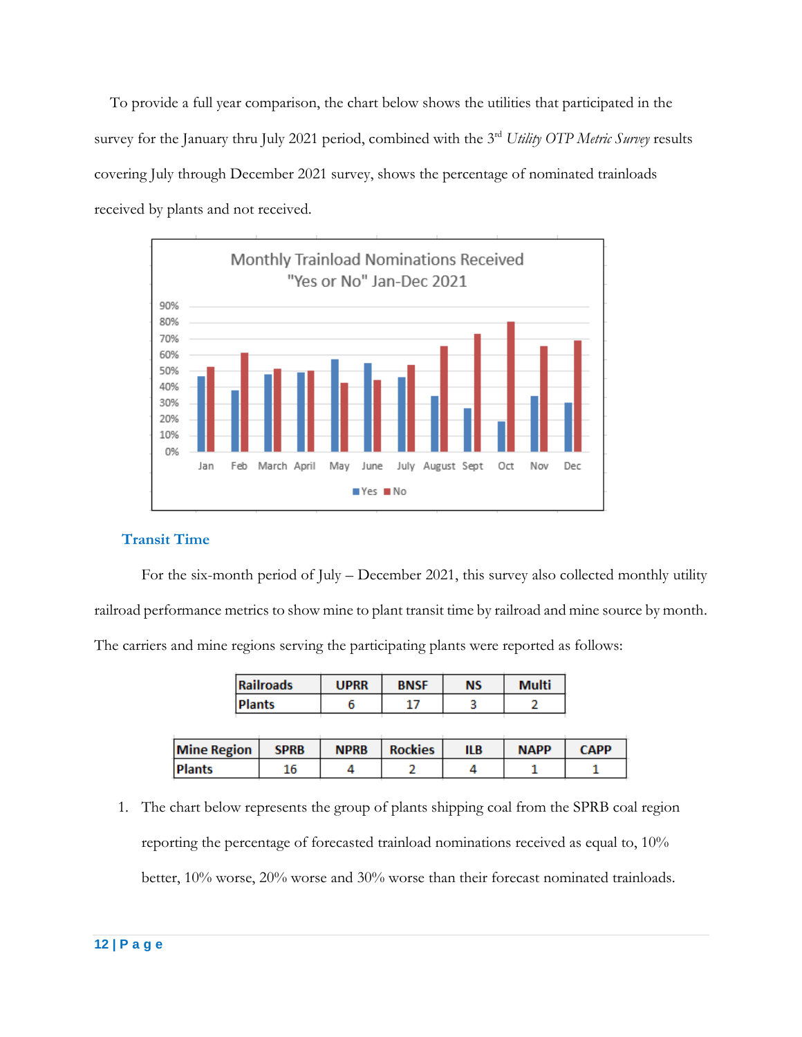To provide a full year comparison, the chart below shows the utilities that participated in the survey for the January thru July 2021 period, combined with the 3rd *Utility OTP Metric Survey* results covering July through December 2021 survey, shows the percentage of nominated trainloads received by plants and not received.

Monthly Trainload Nominations Received
"Yes or No" Jan-Dec 2021

### Transit Time

For the six-month period of July – December 2021, this survey also collected monthly utility railroad performance metrics to show mine to plant transit time by railroad and mine source by month. The carriers and mine regions serving the participating plants were reported as follows:

| Railroads | UPRR | BNSF | NS | Multi |
|---|---|---|---|---|
| Plants | 6 | 17 | 3 | 2 |

| Mine Region | SPRB | NPRB | Rockies | ILB | NAPP | CAPP |
|---|---|---|---|---|---|---|
| Plants | 16 | 4 | 2 | 4 | 1 | 1 |

1. The chart below represents the group of plants shipping coal from the SPRB coal region reporting the percentage of forecasted trainload nominations received as equal to, 10% better, 10% worse, 20% worse and 30% worse than their forecast nominated trainloads.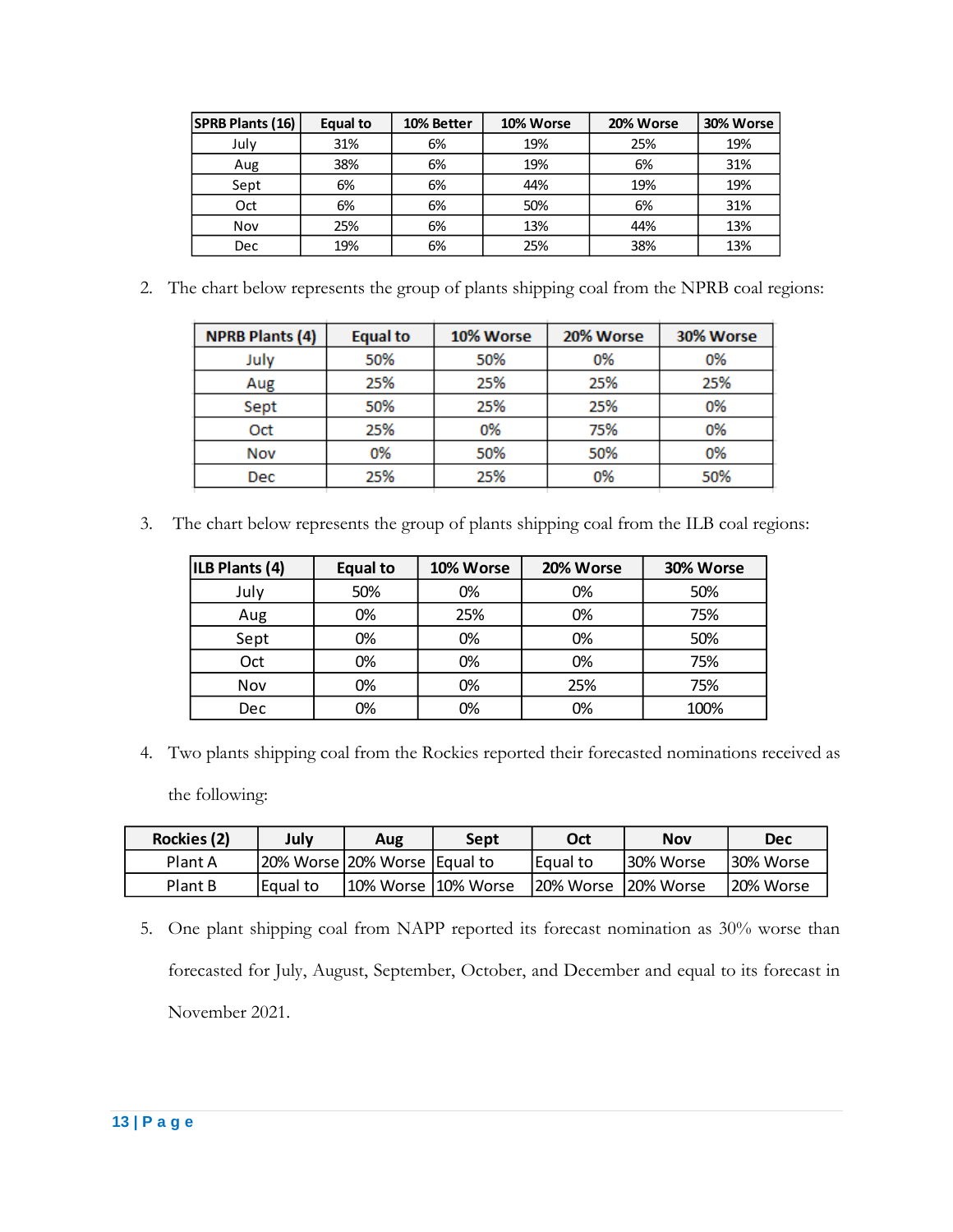| SPRB Plants (16) | Equal to | 10% Better | 10% Worse | 20% Worse | 30% Worse |
|---|---|---|---|---|---|
| July | 31% | 6% | 19% | 25% | 19% |
| Aug | 38% | 6% | 19% | 6% | 31% |
| Sept | 6% | 6% | 44% | 19% | 19% |
| Oct | 6% | 6% | 50% | 6% | 31% |
| Nov | 25% | 6% | 13% | 44% | 13% |
| Dec | 19% | 6% | 25% | 38% | 13% |

2. The chart below represents the group of plants shipping coal from the NPRB coal regions:

| NPRB Plants (4) | Equal to | 10% Worse | 20% Worse | 30% Worse |
|---|---|---|---|---|
| July | 50% | 50% | 0% | 0% |
| Aug | 25% | 25% | 25% | 25% |
| Sept | 50% | 25% | 25% | 0% |
| Oct | 25% | 0% | 75% | 0% |
| Nov | 0% | 50% | 50% | 0% |
| Dec | 25% | 25% | 0% | 50% |

3. The chart below represents the group of plants shipping coal from the ILB coal regions:

| ILB Plants (4) | Equal to | 10% Worse | 20% Worse | 30% Worse |
|---|---|---|---|---|
| July | 50% | 0% | 0% | 50% |
| Aug | 0% | 25% | 0% | 75% |
| Sept | 0% | 0% | 0% | 50% |
| Oct | 0% | 0% | 0% | 75% |
| Nov | 0% | 0% | 25% | 75% |
| Dec | 0% | 0% | 0% | 100% |

4. Two plants shipping coal from the Rockies reported their forecasted nominations received as the following:

| Rockies (2) | July | Aug | Sept | Oct | Nov | Dec |
|---|---|---|---|---|---|---|
| Plant A | 20% Worse | 20% Worse | Equal to | Equal to | 30% Worse | 30% Worse |
| Plant B | Equal to | 10% Worse | 10% Worse | 20% Worse | 20% Worse | 20% Worse |

5. One plant shipping coal from NAPP reported its forecast nomination as 30% worse than forecasted for July, August, September, October, and December and equal to its forecast in November 2021.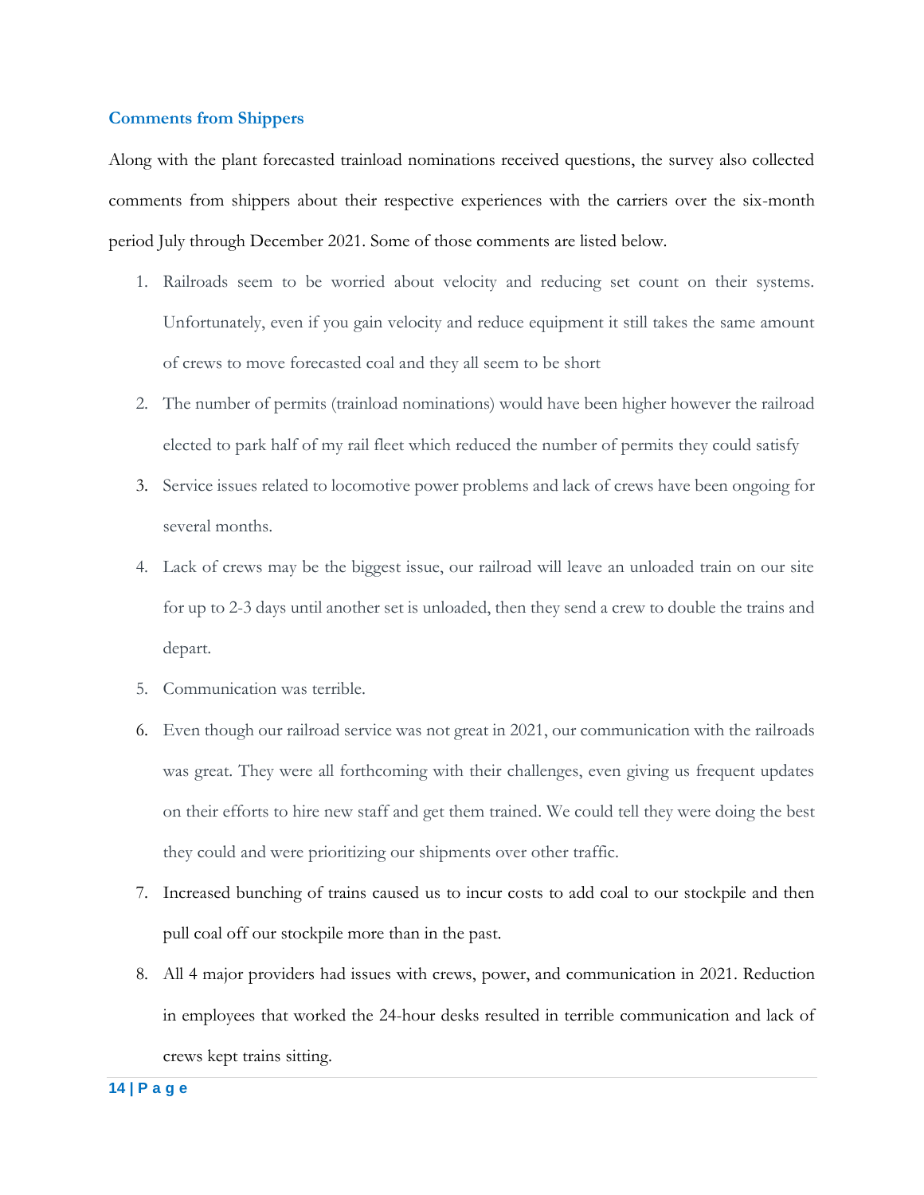## Comments from Shippers

Along with the plant forecasted trainload nominations received questions, the survey also collected comments from shippers about their respective experiences with the carriers over the six-month period July through December 2021. Some of those comments are listed below.

1. Railroads seem to be worried about velocity and reducing set count on their systems. Unfortunately, even if you gain velocity and reduce equipment it still takes the same amount of crews to move forecasted coal and they all seem to be short
2. The number of permits (trainload nominations) would have been higher however the railroad elected to park half of my rail fleet which reduced the number of permits they could satisfy
3. Service issues related to locomotive power problems and lack of crews have been ongoing for several months.
4. Lack of crews may be the biggest issue, our railroad will leave an unloaded train on our site for up to 2-3 days until another set is unloaded, then they send a crew to double the trains and depart.
5. Communication was terrible.
6. Even though our railroad service was not great in 2021, our communication with the railroads was great. They were all forthcoming with their challenges, even giving us frequent updates on their efforts to hire new staff and get them trained. We could tell they were doing the best they could and were prioritizing our shipments over other traffic.
7. Increased bunching of trains caused us to incur costs to add coal to our stockpile and then pull coal off our stockpile more than in the past.
8. All 4 major providers had issues with crews, power, and communication in 2021. Reduction in employees that worked the 24-hour desks resulted in terrible communication and lack of crews kept trains sitting.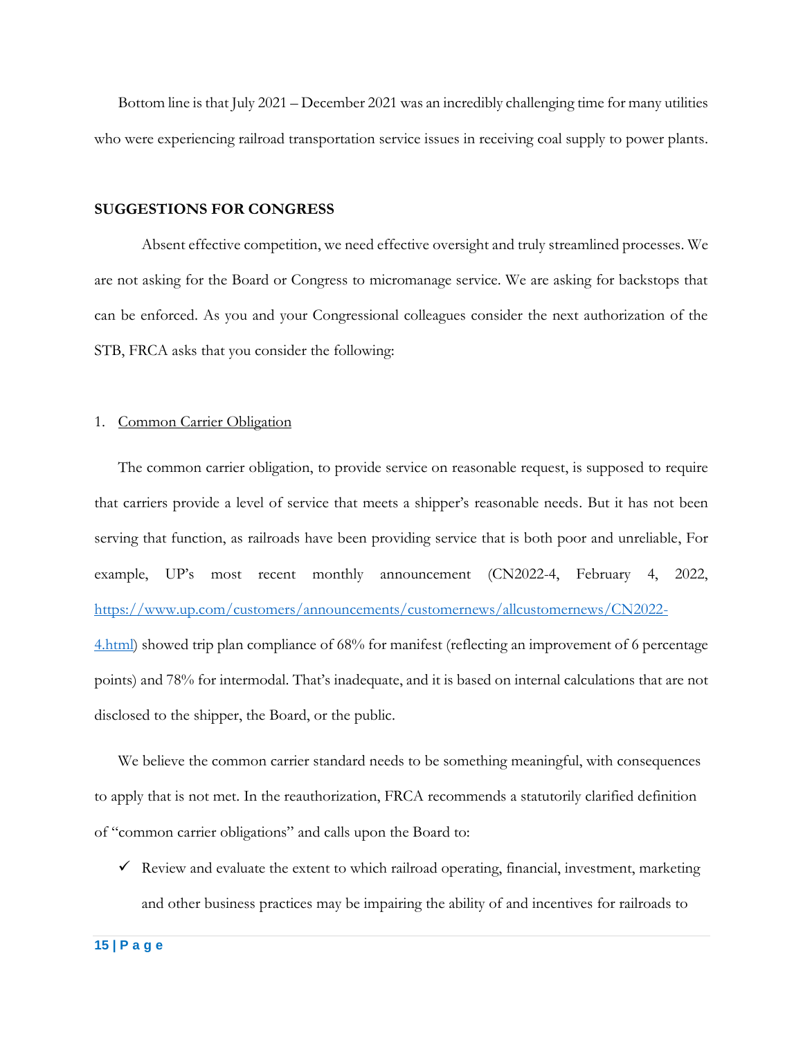Bottom line is that July 2021 – December 2021 was an incredibly challenging time for many utilities who were experiencing railroad transportation service issues in receiving coal supply to power plants.

**SUGGESTIONS FOR CONGRESS**

Absent effective competition, we need effective oversight and truly streamlined processes. We are not asking for the Board or Congress to micromanage service. We are asking for backstops that can be enforced. As you and your Congressional colleagues consider the next authorization of the STB, FRCA asks that you consider the following:

1. Common Carrier Obligation

The common carrier obligation, to provide service on reasonable request, is supposed to require that carriers provide a level of service that meets a shipper's reasonable needs. But it has not been serving that function, as railroads have been providing service that is both poor and unreliable, For example, UP's most recent monthly announcement (CN2022-4, February 4, 2022, [https://www.up.com/customers/announcements/customernews/allcustomernews/CN2022-4.html](https://www.up.com/customers/announcements/customernews/allcustomernews/CN2022-4.html)) showed trip plan compliance of 68% for manifest (reflecting an improvement of 6 percentage points) and 78% for intermodal. That's inadequate, and it is based on internal calculations that are not disclosed to the shipper, the Board, or the public.

We believe the common carrier standard needs to be something meaningful, with consequences to apply that is not met. In the reauthorization, FRCA recommends a statutorily clarified definition of "common carrier obligations" and calls upon the Board to:

- ✓ Review and evaluate the extent to which railroad operating, financial, investment, marketing and other business practices may be impairing the ability of and incentives for railroads to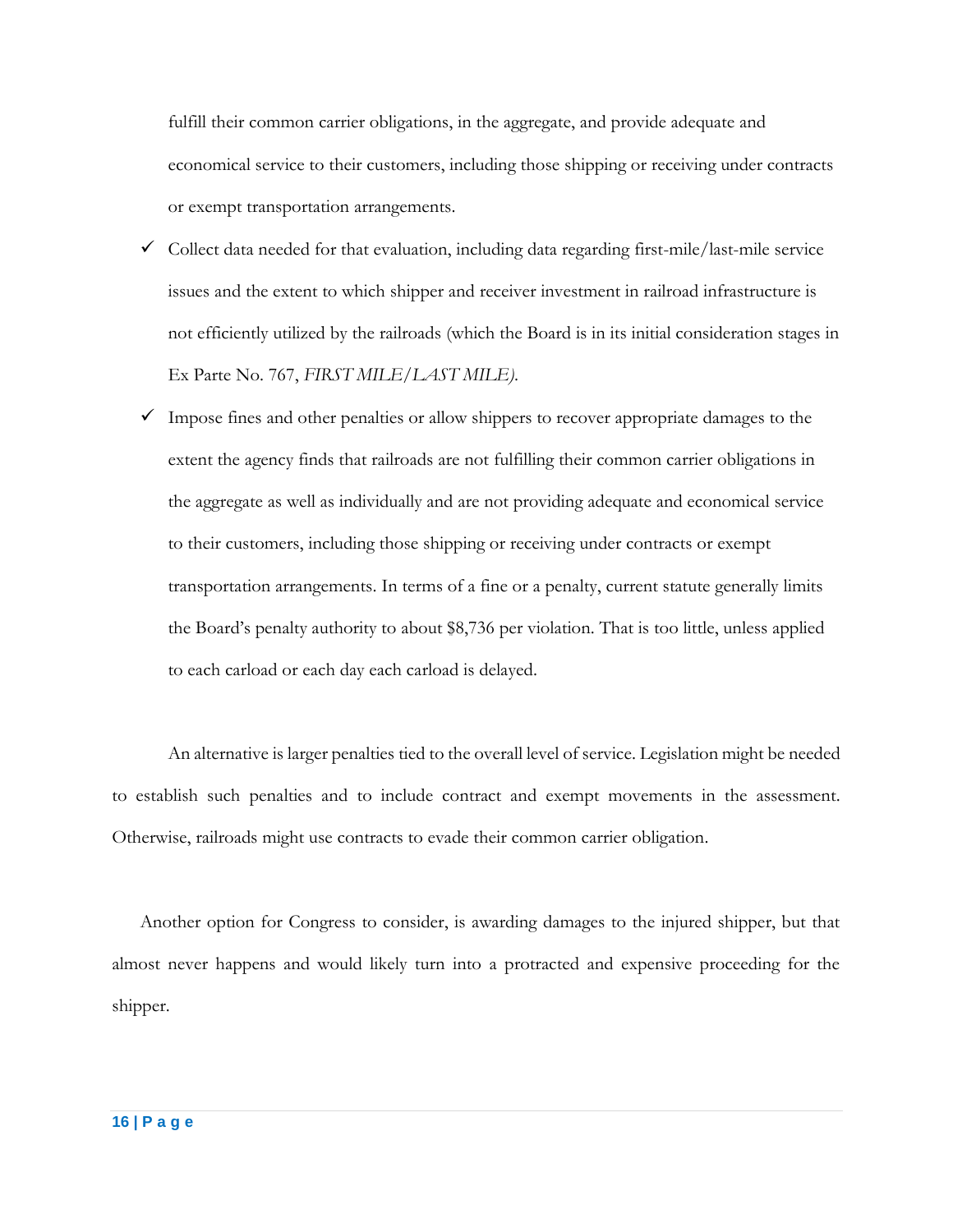fulfill their common carrier obligations, in the aggregate, and provide adequate and economical service to their customers, including those shipping or receiving under contracts or exempt transportation arrangements.

- ✓ Collect data needed for that evaluation, including data regarding first-mile/last-mile service issues and the extent to which shipper and receiver investment in railroad infrastructure is not efficiently utilized by the railroads (which the Board is in its initial consideration stages in Ex Parte No. 767, *FIRST MILE/LAST MILE).*
- ✓ Impose fines and other penalties or allow shippers to recover appropriate damages to the extent the agency finds that railroads are not fulfilling their common carrier obligations in the aggregate as well as individually and are not providing adequate and economical service to their customers, including those shipping or receiving under contracts or exempt transportation arrangements. In terms of a fine or a penalty, current statute generally limits the Board's penalty authority to about $8,736 per violation. That is too little, unless applied to each carload or each day each carload is delayed.

An alternative is larger penalties tied to the overall level of service. Legislation might be needed to establish such penalties and to include contract and exempt movements in the assessment. Otherwise, railroads might use contracts to evade their common carrier obligation.

Another option for Congress to consider, is awarding damages to the injured shipper, but that almost never happens and would likely turn into a protracted and expensive proceeding for the shipper.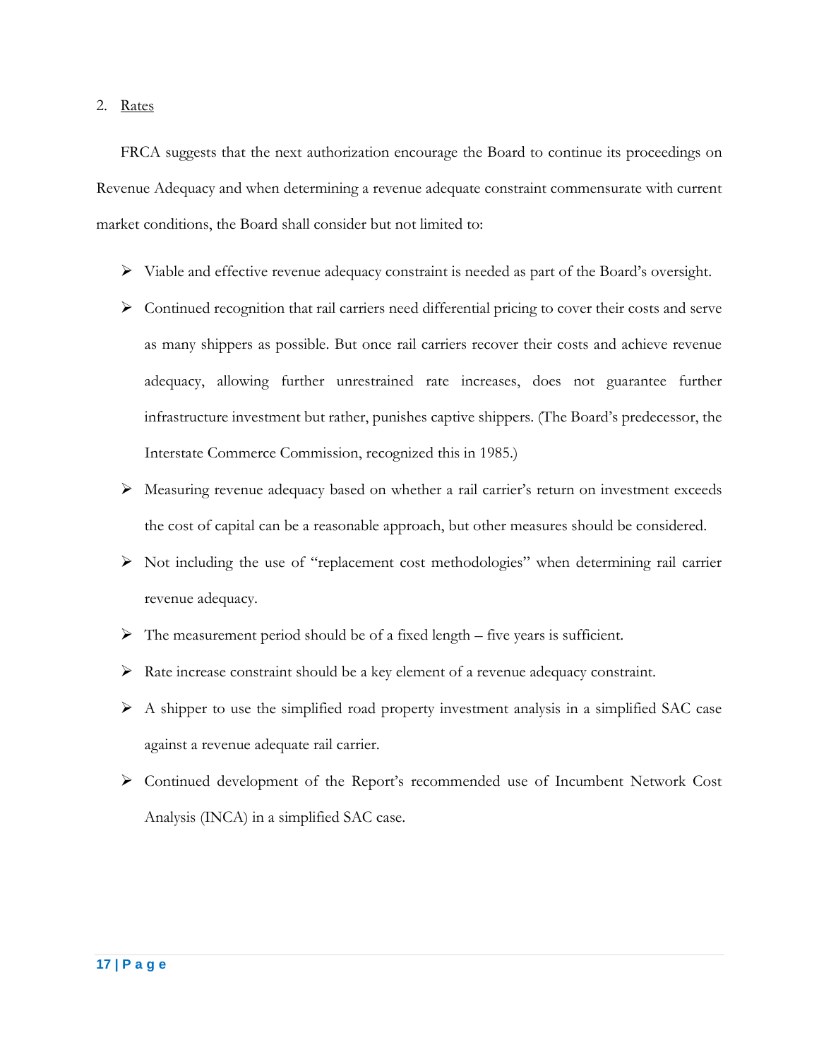2. <u>Rates</u>

FRCA suggests that the next authorization encourage the Board to continue its proceedings on Revenue Adequacy and when determining a revenue adequate constraint commensurate with current market conditions, the Board shall consider but not limited to:

- Viable and effective revenue adequacy constraint is needed as part of the Board's oversight.
- Continued recognition that rail carriers need differential pricing to cover their costs and serve as many shippers as possible. But once rail carriers recover their costs and achieve revenue adequacy, allowing further unrestrained rate increases, does not guarantee further infrastructure investment but rather, punishes captive shippers. (The Board's predecessor, the Interstate Commerce Commission, recognized this in 1985.)
- Measuring revenue adequacy based on whether a rail carrier's return on investment exceeds the cost of capital can be a reasonable approach, but other measures should be considered.
- Not including the use of "replacement cost methodologies" when determining rail carrier revenue adequacy.
- The measurement period should be of a fixed length – five years is sufficient.
- Rate increase constraint should be a key element of a revenue adequacy constraint.
- A shipper to use the simplified road property investment analysis in a simplified SAC case against a revenue adequate rail carrier.
- Continued development of the Report's recommended use of Incumbent Network Cost Analysis (INCA) in a simplified SAC case.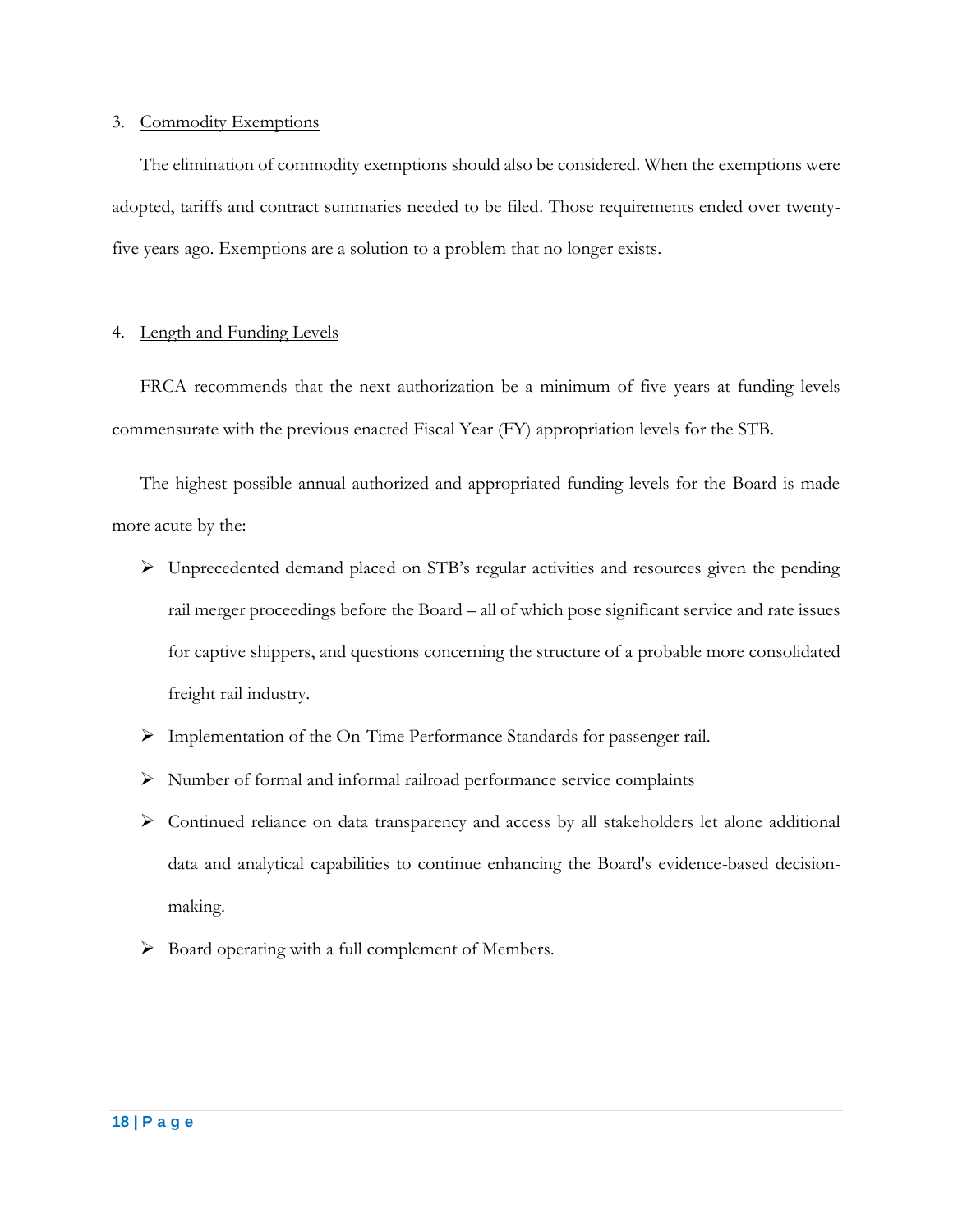3. <u>Commodity Exemptions</u>

The elimination of commodity exemptions should also be considered. When the exemptions were adopted, tariffs and contract summaries needed to be filed. Those requirements ended over twenty-five years ago. Exemptions are a solution to a problem that no longer exists.

4. <u>Length and Funding Levels</u>

FRCA recommends that the next authorization be a minimum of five years at funding levels commensurate with the previous enacted Fiscal Year (FY) appropriation levels for the STB.

The highest possible annual authorized and appropriated funding levels for the Board is made more acute by the:

- Unprecedented demand placed on STB's regular activities and resources given the pending rail merger proceedings before the Board – all of which pose significant service and rate issues for captive shippers, and questions concerning the structure of a probable more consolidated freight rail industry.
- Implementation of the On-Time Performance Standards for passenger rail.
- Number of formal and informal railroad performance service complaints
- Continued reliance on data transparency and access by all stakeholders let alone additional data and analytical capabilities to continue enhancing the Board's evidence-based decision-making.
- Board operating with a full complement of Members.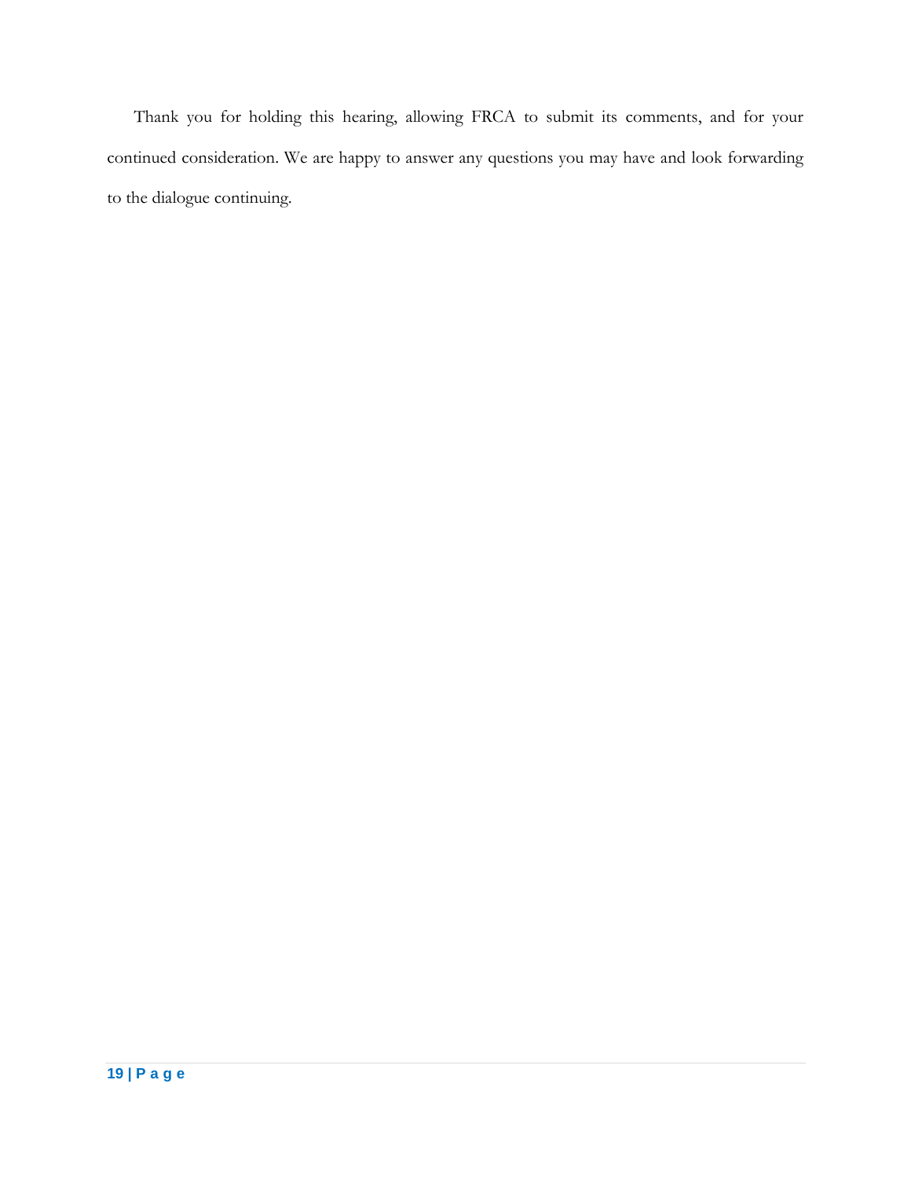Thank you for holding this hearing, allowing FRCA to submit its comments, and for your continued consideration. We are happy to answer any questions you may have and look forwarding to the dialogue continuing.